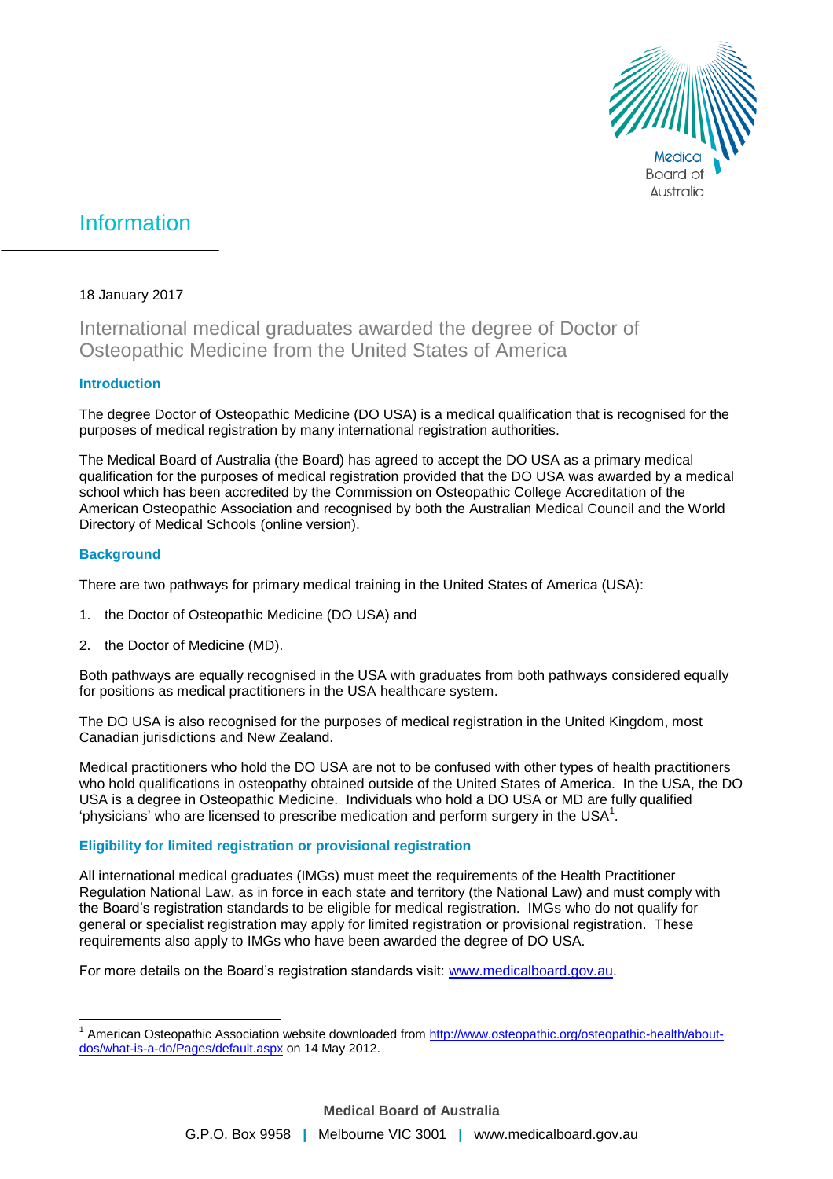# Information

18 January 2017

## International medical graduates awarded the degree of Doctor of Osteopathic Medicine from the United States of America

### Introduction

The degree Doctor of Osteopathic Medicine (DO USA) is a medical qualification that is recognised for the purposes of medical registration by many international registration authorities.

The Medical Board of Australia (the Board) has agreed to accept the DO USA as a primary medical qualification for the purposes of medical registration provided that the DO USA was awarded by a medical school which has been accredited by the Commission on Osteopathic College Accreditation of the American Osteopathic Association and recognised by both the Australian Medical Council and the World Directory of Medical Schools (online version).

### Background

There are two pathways for primary medical training in the United States of America (USA):

1. the Doctor of Osteopathic Medicine (DO USA) and
2. the Doctor of Medicine (MD).

Both pathways are equally recognised in the USA with graduates from both pathways considered equally for positions as medical practitioners in the USA healthcare system.

The DO USA is also recognised for the purposes of medical registration in the United Kingdom, most Canadian jurisdictions and New Zealand.

Medical practitioners who hold the DO USA are not to be confused with other types of health practitioners who hold qualifications in osteopathy obtained outside of the United States of America. In the USA, the DO USA is a degree in Osteopathic Medicine. Individuals who hold a DO USA or MD are fully qualified 'physicians' who are licensed to prescribe medication and perform surgery in the USA[1].

### Eligibility for limited registration or provisional registration

All international medical graduates (IMGs) must meet the requirements of the Health Practitioner Regulation National Law, as in force in each state and territory (the National Law) and must comply with the Board's registration standards to be eligible for medical registration. IMGs who do not qualify for general or specialist registration may apply for limited registration or provisional registration. These requirements also apply to IMGs who have been awarded the degree of DO USA.

For more details on the Board's registration standards visit: [www.medicalboard.gov.au](www.medicalboard.gov.au).

---

[1] American Osteopathic Association website downloaded from [http://www.osteopathic.org/osteopathic-health/about-dos/what-is-a-do/Pages/default.aspx](http://www.osteopathic.org/osteopathic-health/about-dos/what-is-a-do/Pages/default.aspx) on 14 May 2012.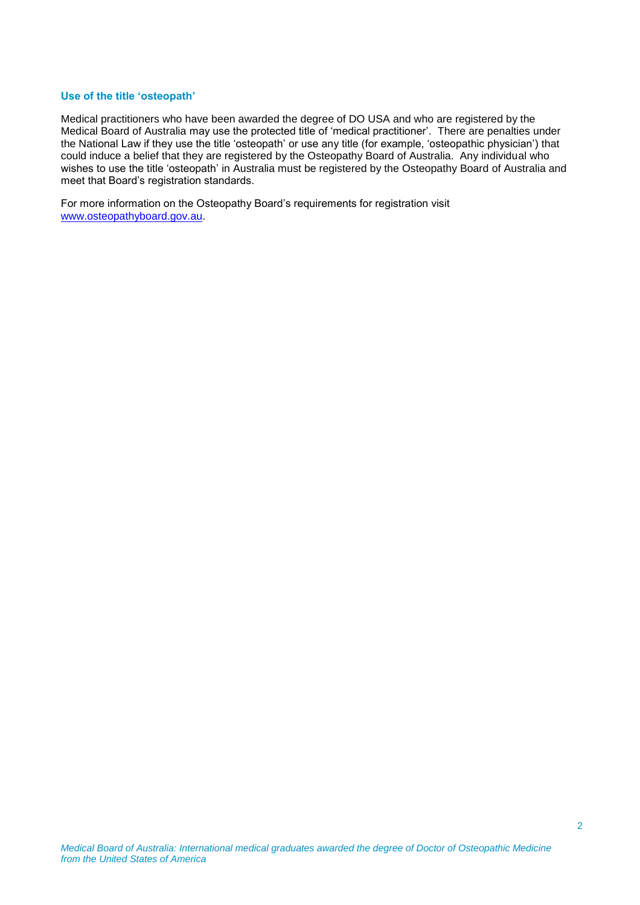### Use of the title 'osteopath'

Medical practitioners who have been awarded the degree of DO USA and who are registered by the Medical Board of Australia may use the protected title of 'medical practitioner'. There are penalties under the National Law if they use the title 'osteopath' or use any title (for example, 'osteopathic physician') that could induce a belief that they are registered by the Osteopathy Board of Australia. Any individual who wishes to use the title 'osteopath' in Australia must be registered by the Osteopathy Board of Australia and meet that Board's registration standards.

For more information on the Osteopathy Board's requirements for registration visit [www.osteopathyboard.gov.au](http://www.osteopathyboard.gov.au).